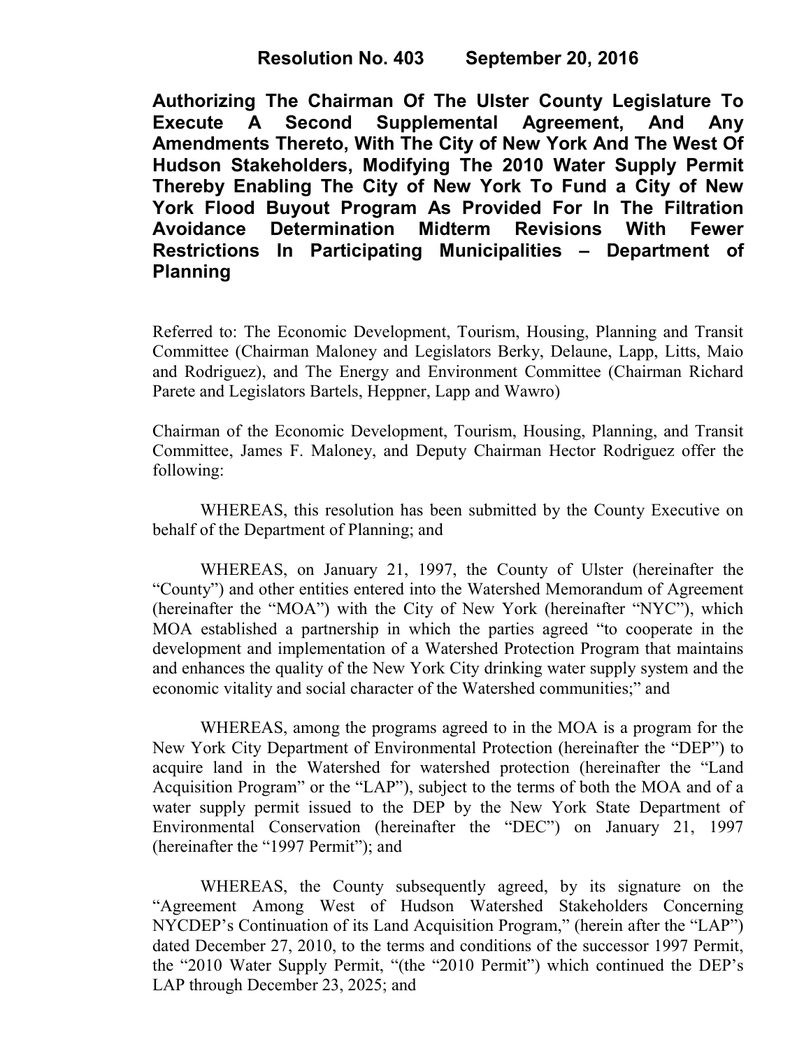**Resolution No. 403 September 20, 2016**

# Authorizing The Chairman Of The Ulster County Legislature To Execute A Second Supplemental Agreement, And Any Amendments Thereto, With The City of New York And The West Of Hudson Stakeholders, Modifying The 2010 Water Supply Permit Thereby Enabling The City of New York To Fund a City of New York Flood Buyout Program As Provided For In The Filtration Avoidance Determination Midterm Revisions With Fewer Restrictions In Participating Municipalities – Department of Planning

Referred to: The Economic Development, Tourism, Housing, Planning and Transit Committee (Chairman Maloney and Legislators Berky, Delaune, Lapp, Litts, Maio and Rodriguez), and The Energy and Environment Committee (Chairman Richard Parete and Legislators Bartels, Heppner, Lapp and Wawro)

Chairman of the Economic Development, Tourism, Housing, Planning, and Transit Committee, James F. Maloney, and Deputy Chairman Hector Rodriguez offer the following:

WHEREAS, this resolution has been submitted by the County Executive on behalf of the Department of Planning; and

WHEREAS, on January 21, 1997, the County of Ulster (hereinafter the "County") and other entities entered into the Watershed Memorandum of Agreement (hereinafter the "MOA") with the City of New York (hereinafter "NYC"), which MOA established a partnership in which the parties agreed "to cooperate in the development and implementation of a Watershed Protection Program that maintains and enhances the quality of the New York City drinking water supply system and the economic vitality and social character of the Watershed communities;" and

WHEREAS, among the programs agreed to in the MOA is a program for the New York City Department of Environmental Protection (hereinafter the "DEP") to acquire land in the Watershed for watershed protection (hereinafter the "Land Acquisition Program" or the "LAP"), subject to the terms of both the MOA and of a water supply permit issued to the DEP by the New York State Department of Environmental Conservation (hereinafter the "DEC") on January 21, 1997 (hereinafter the "1997 Permit"); and

WHEREAS, the County subsequently agreed, by its signature on the "Agreement Among West of Hudson Watershed Stakeholders Concerning NYCDEP's Continuation of its Land Acquisition Program," (herein after the "LAP") dated December 27, 2010, to the terms and conditions of the successor 1997 Permit, the "2010 Water Supply Permit, "(the "2010 Permit") which continued the DEP's LAP through December 23, 2025; and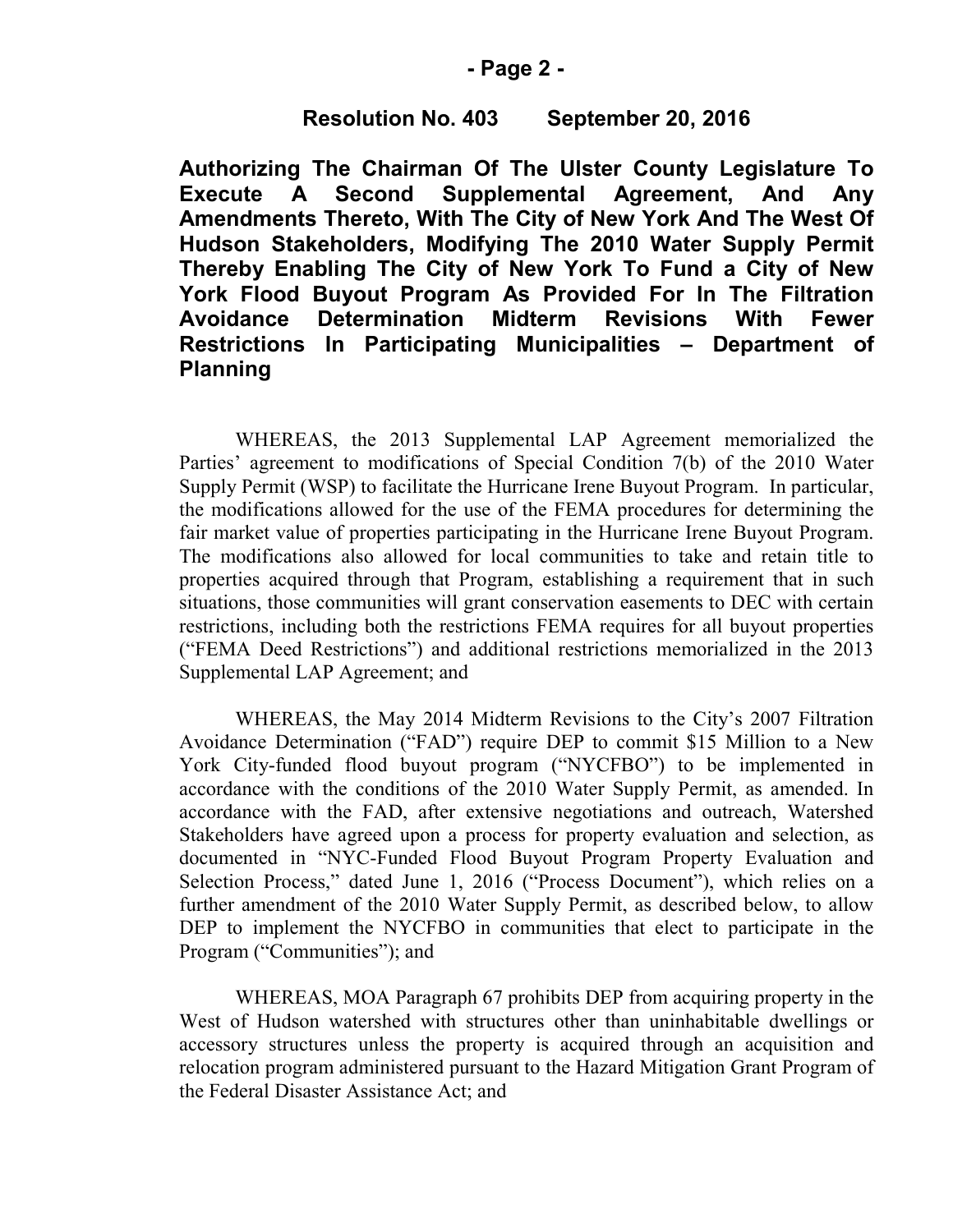**Resolution No. 403 September 20, 2016**

**Authorizing The Chairman Of The Ulster County Legislature To Execute A Second Supplemental Agreement, And Any Amendments Thereto, With The City of New York And The West Of Hudson Stakeholders, Modifying The 2010 Water Supply Permit Thereby Enabling The City of New York To Fund a City of New York Flood Buyout Program As Provided For In The Filtration Avoidance Determination Midterm Revisions With Fewer Restrictions In Participating Municipalities – Department of Planning**

WHEREAS, the 2013 Supplemental LAP Agreement memorialized the Parties' agreement to modifications of Special Condition 7(b) of the 2010 Water Supply Permit (WSP) to facilitate the Hurricane Irene Buyout Program. In particular, the modifications allowed for the use of the FEMA procedures for determining the fair market value of properties participating in the Hurricane Irene Buyout Program. The modifications also allowed for local communities to take and retain title to properties acquired through that Program, establishing a requirement that in such situations, those communities will grant conservation easements to DEC with certain restrictions, including both the restrictions FEMA requires for all buyout properties ("FEMA Deed Restrictions") and additional restrictions memorialized in the 2013 Supplemental LAP Agreement; and

WHEREAS, the May 2014 Midterm Revisions to the City's 2007 Filtration Avoidance Determination ("FAD") require DEP to commit $15 Million to a New York City-funded flood buyout program ("NYCFBO") to be implemented in accordance with the conditions of the 2010 Water Supply Permit, as amended. In accordance with the FAD, after extensive negotiations and outreach, Watershed Stakeholders have agreed upon a process for property evaluation and selection, as documented in "NYC-Funded Flood Buyout Program Property Evaluation and Selection Process," dated June 1, 2016 ("Process Document"), which relies on a further amendment of the 2010 Water Supply Permit, as described below, to allow DEP to implement the NYCFBO in communities that elect to participate in the Program ("Communities"); and

WHEREAS, MOA Paragraph 67 prohibits DEP from acquiring property in the West of Hudson watershed with structures other than uninhabitable dwellings or accessory structures unless the property is acquired through an acquisition and relocation program administered pursuant to the Hazard Mitigation Grant Program of the Federal Disaster Assistance Act; and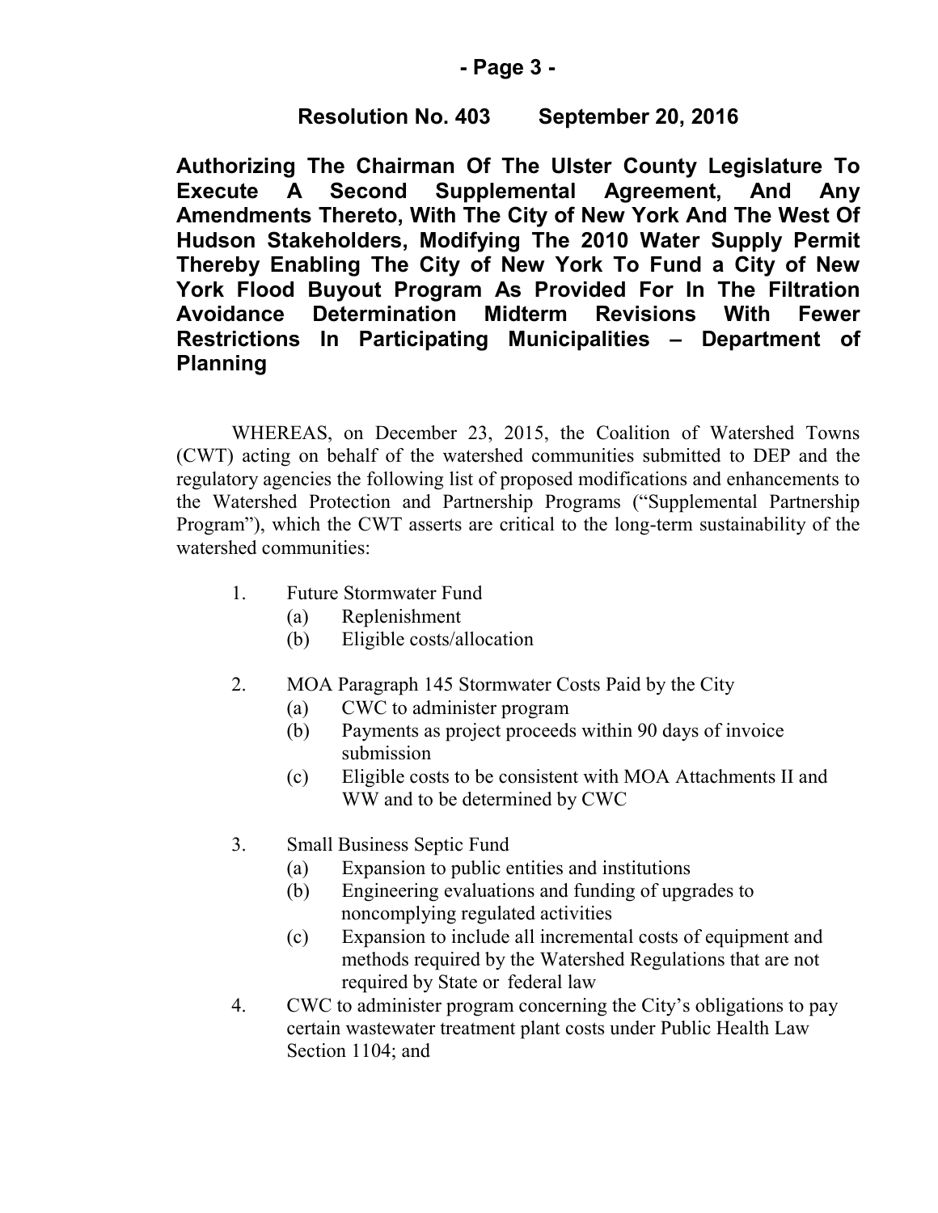**Resolution No. 403 September 20, 2016**

**Authorizing The Chairman Of The Ulster County Legislature To Execute A Second Supplemental Agreement, And Any Amendments Thereto, With The City of New York And The West Of Hudson Stakeholders, Modifying The 2010 Water Supply Permit Thereby Enabling The City of New York To Fund a City of New York Flood Buyout Program As Provided For In The Filtration Avoidance Determination Midterm Revisions With Fewer Restrictions In Participating Municipalities – Department of Planning**

WHEREAS, on December 23, 2015, the Coalition of Watershed Towns (CWT) acting on behalf of the watershed communities submitted to DEP and the regulatory agencies the following list of proposed modifications and enhancements to the Watershed Protection and Partnership Programs ("Supplemental Partnership Program"), which the CWT asserts are critical to the long-term sustainability of the watershed communities:

1. Future Stormwater Fund
   - (a) Replenishment
   - (b) Eligible costs/allocation

2. MOA Paragraph 145 Stormwater Costs Paid by the City
   - (a) CWC to administer program
   - (b) Payments as project proceeds within 90 days of invoice submission
   - (c) Eligible costs to be consistent with MOA Attachments II and WW and to be determined by CWC

3. Small Business Septic Fund
   - (a) Expansion to public entities and institutions
   - (b) Engineering evaluations and funding of upgrades to noncomplying regulated activities
   - (c) Expansion to include all incremental costs of equipment and methods required by the Watershed Regulations that are not required by State or federal law

4. CWC to administer program concerning the City's obligations to pay certain wastewater treatment plant costs under Public Health Law Section 1104; and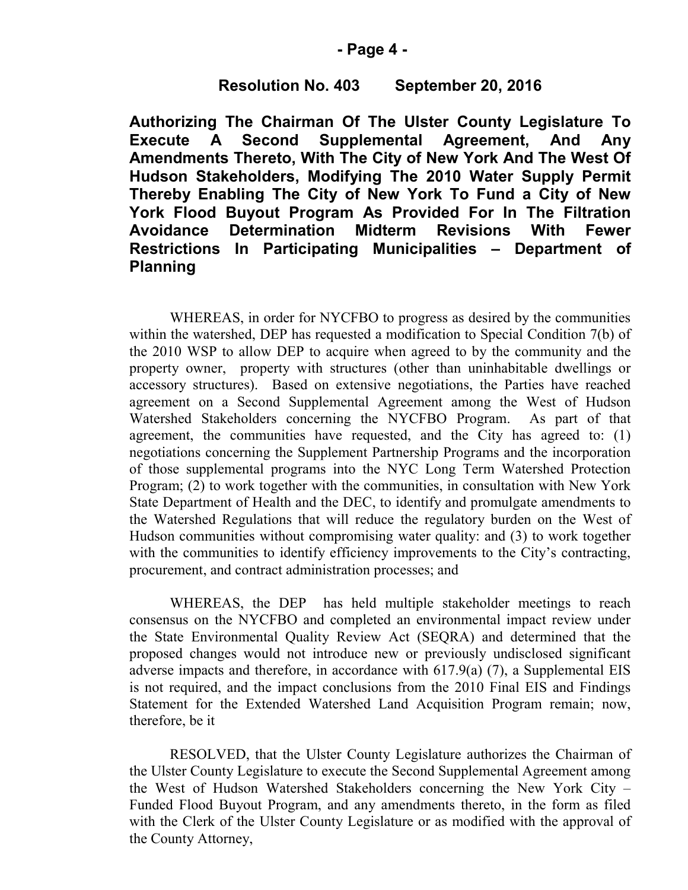**Resolution No. 403 September 20, 2016**

**Authorizing The Chairman Of The Ulster County Legislature To Execute A Second Supplemental Agreement, And Any Amendments Thereto, With The City of New York And The West Of Hudson Stakeholders, Modifying The 2010 Water Supply Permit Thereby Enabling The City of New York To Fund a City of New York Flood Buyout Program As Provided For In The Filtration Avoidance Determination Midterm Revisions With Fewer Restrictions In Participating Municipalities – Department of Planning**

WHEREAS, in order for NYCFBO to progress as desired by the communities within the watershed, DEP has requested a modification to Special Condition 7(b) of the 2010 WSP to allow DEP to acquire when agreed to by the community and the property owner, property with structures (other than uninhabitable dwellings or accessory structures). Based on extensive negotiations, the Parties have reached agreement on a Second Supplemental Agreement among the West of Hudson Watershed Stakeholders concerning the NYCFBO Program. As part of that agreement, the communities have requested, and the City has agreed to: (1) negotiations concerning the Supplement Partnership Programs and the incorporation of those supplemental programs into the NYC Long Term Watershed Protection Program; (2) to work together with the communities, in consultation with New York State Department of Health and the DEC, to identify and promulgate amendments to the Watershed Regulations that will reduce the regulatory burden on the West of Hudson communities without compromising water quality: and (3) to work together with the communities to identify efficiency improvements to the City's contracting, procurement, and contract administration processes; and

WHEREAS, the DEP has held multiple stakeholder meetings to reach consensus on the NYCFBO and completed an environmental impact review under the State Environmental Quality Review Act (SEQRA) and determined that the proposed changes would not introduce new or previously undisclosed significant adverse impacts and therefore, in accordance with 617.9(a) (7), a Supplemental EIS is not required, and the impact conclusions from the 2010 Final EIS and Findings Statement for the Extended Watershed Land Acquisition Program remain; now, therefore, be it

RESOLVED, that the Ulster County Legislature authorizes the Chairman of the Ulster County Legislature to execute the Second Supplemental Agreement among the West of Hudson Watershed Stakeholders concerning the New York City – Funded Flood Buyout Program, and any amendments thereto, in the form as filed with the Clerk of the Ulster County Legislature or as modified with the approval of the County Attorney,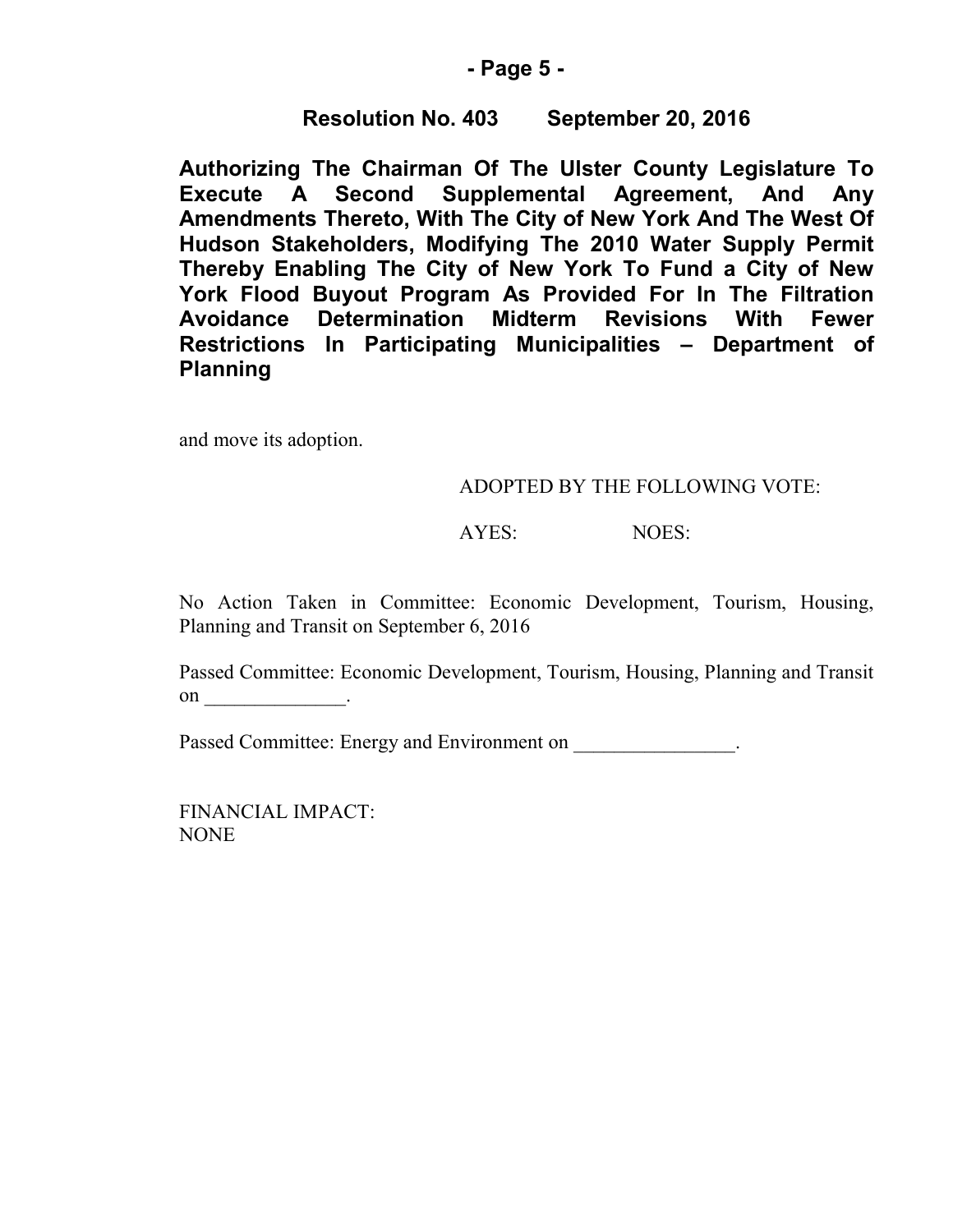**Resolution No. 403 September 20, 2016**

**Authorizing The Chairman Of The Ulster County Legislature To Execute A Second Supplemental Agreement, And Any Amendments Thereto, With The City of New York And The West Of Hudson Stakeholders, Modifying The 2010 Water Supply Permit Thereby Enabling The City of New York To Fund a City of New York Flood Buyout Program As Provided For In The Filtration Avoidance Determination Midterm Revisions With Fewer Restrictions In Participating Municipalities – Department of Planning**

and move its adoption.

ADOPTED BY THE FOLLOWING VOTE:

AYES: NOES:

No Action Taken in Committee: Economic Development, Tourism, Housing, Planning and Transit on September 6, 2016

Passed Committee: Economic Development, Tourism, Housing, Planning and Transit on ______________.

Passed Committee: Energy and Environment on ________________.

FINANCIAL IMPACT:
NONE